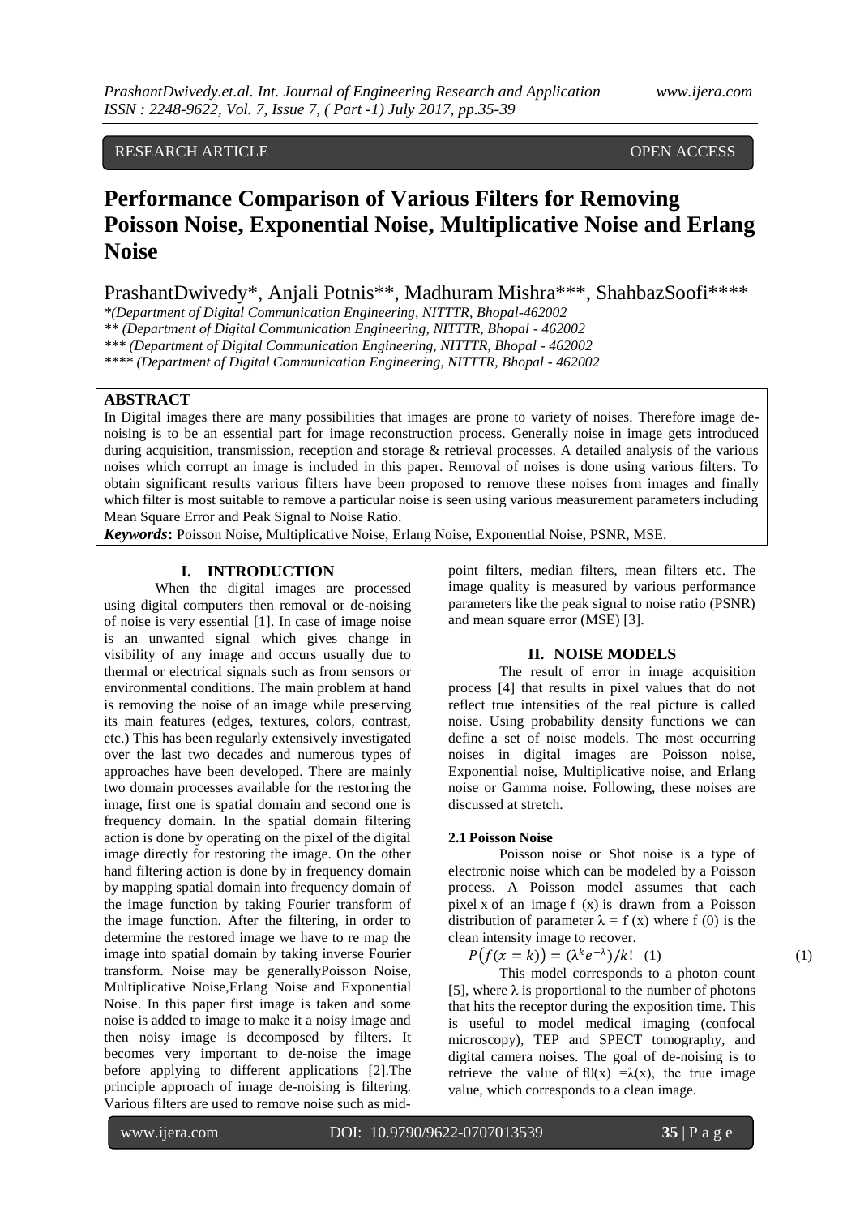RESEARCH ARTICLE OPEN ACCESS

# Performance Comparison of Various Filters for Removing Poisson Noise, Exponential Noise, Multiplicative Noise and Erlang Noise

PrashantDwivedy*, Anjali Potnis**, Madhuram Mishra***, ShahbazSoofi****

*(Department of Digital Communication Engineering, NITTTR, Bhopal-462002
** (Department of Digital Communication Engineering, NITTTR, Bhopal - 462002
*** (Department of Digital Communication Engineering, NITTTR, Bhopal - 462002
**** (Department of Digital Communication Engineering, NITTTR, Bhopal - 462002

## ABSTRACT

In Digital images there are many possibilities that images are prone to variety of noises. Therefore image de-noising is to be an essential part for image reconstruction process. Generally noise in image gets introduced during acquisition, transmission, reception and storage & retrieval processes. A detailed analysis of the various noises which corrupt an image is included in this paper. Removal of noises is done using various filters. To obtain significant results various filters have been proposed to remove these noises from images and finally which filter is most suitable to remove a particular noise is seen using various measurement parameters including Mean Square Error and Peak Signal to Noise Ratio.

***Keywords*:** Poisson Noise, Multiplicative Noise, Erlang Noise, Exponential Noise, PSNR, MSE.

## I. INTRODUCTION

When the digital images are processed using digital computers then removal or de-noising of noise is very essential [1]. In case of image noise is an unwanted signal which gives change in visibility of any image and occurs usually due to thermal or electrical signals such as from sensors or environmental conditions. The main problem at hand is removing the noise of an image while preserving its main features (edges, textures, colors, contrast, etc.) This has been regularly extensively investigated over the last two decades and numerous types of approaches have been developed. There are mainly two domain processes available for the restoring the image, first one is spatial domain and second one is frequency domain. In the spatial domain filtering action is done by operating on the pixel of the digital image directly for restoring the image. On the other hand filtering action is done by in frequency domain by mapping spatial domain into frequency domain of the image function by taking Fourier transform of the image function. After the filtering, in order to determine the restored image we have to re map the image into spatial domain by taking inverse Fourier transform. Noise may be generallyPoisson Noise, Multiplicative Noise,Erlang Noise and Exponential Noise. In this paper first image is taken and some noise is added to image to make it a noisy image and then noisy image is decomposed by filters. It becomes very important to de-noise the image before applying to different applications [2].The principle approach of image de-noising is filtering. Various filters are used to remove noise such as mid-point filters, median filters, mean filters etc. The image quality is measured by various performance parameters like the peak signal to noise ratio (PSNR) and mean square error (MSE) [3].

## II. NOISE MODELS

The result of error in image acquisition process [4] that results in pixel values that do not reflect true intensities of the real picture is called noise. Using probability density functions we can define a set of noise models. The most occurring noises in digital images are Poisson noise, Exponential noise, Multiplicative noise, and Erlang noise or Gamma noise. Following, these noises are discussed at stretch.

### 2.1 Poisson Noise

Poisson noise or Shot noise is a type of electronic noise which can be modeled by a Poisson process. A Poisson model assumes that each pixel x of an image f (x) is drawn from a Poisson distribution of parameter $\lambda = f(x)$ where f (0) is the clean intensity image to recover.

$$P(f(x = k)) = (\lambda^k e^{-\lambda})/k! \quad (1) \qquad (1)$$

This model corresponds to a photon count [5], where λ is proportional to the number of photons that hits the receptor during the exposition time. This is useful to model medical imaging (confocal microscopy), TEP and SPECT tomography, and digital camera noises. The goal of de-noising is to retrieve the value of $f0(x) = \lambda(x)$, the true image value, which corresponds to a clean image.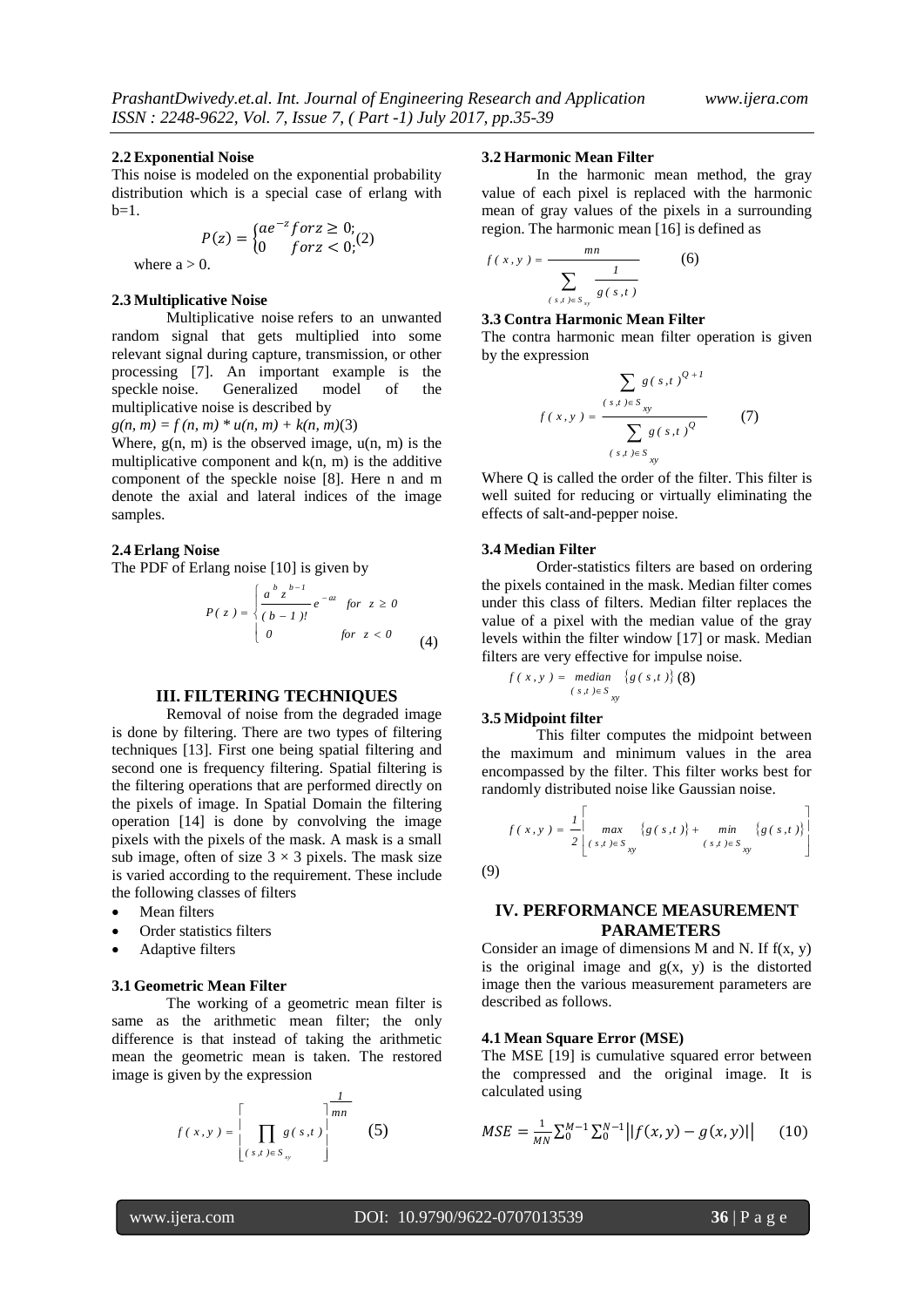### 2.2 Exponential Noise

This noise is modeled on the exponential probability distribution which is a special case of erlang with b=1.

$$P(z) = \begin{cases} ae^{-z} for z \geq 0; \\ 0 \quad for z < 0; \end{cases} (2)$$

where a > 0.

### 2.3 Multiplicative Noise

Multiplicative noise refers to an unwanted random signal that gets multiplied into some relevant signal during capture, transmission, or other processing [7]. An important example is the speckle noise. Generalized model of the multiplicative noise is described by

$g(n, m) = f(n, m) * u(n, m) + k(n, m)$(3)

Where, g(n, m) is the observed image, u(n, m) is the multiplicative component and k(n, m) is the additive component of the speckle noise [8]. Here n and m denote the axial and lateral indices of the image samples.

### 2.4 Erlang Noise

The PDF of Erlang noise [10] is given by

$$P(z) = \begin{cases} \frac{a^b z^{b-1}}{(b-1)!} e^{-az} & for \ z \geq 0 \\ 0 & for \ z < 0 \end{cases} \quad (4)$$

## III. FILTERING TECHNIQUES

Removal of noise from the degraded image is done by filtering. There are two types of filtering techniques [13]. First one being spatial filtering and second one is frequency filtering. Spatial filtering is the filtering operations that are performed directly on the pixels of image. In Spatial Domain the filtering operation [14] is done by convolving the image pixels with the pixels of the mask. A mask is a small sub image, often of size 3 × 3 pixels. The mask size is varied according to the requirement. These include the following classes of filters

- Mean filters
- Order statistics filters
- Adaptive filters

### 3.1 Geometric Mean Filter

The working of a geometric mean filter is same as the arithmetic mean filter; the only difference is that instead of taking the arithmetic mean the geometric mean is taken. The restored image is given by the expression

$$f(x, y) = \left[ \prod_{(s,t) \in S_{xy}} g(s, t) \right]^{\frac{1}{mn}} \quad (5)$$

### 3.2 Harmonic Mean Filter

In the harmonic mean method, the gray value of each pixel is replaced with the harmonic mean of gray values of the pixels in a surrounding region. The harmonic mean [16] is defined as

$$f(x, y) = \frac{mn}{\sum_{(s,t) \in S_{xy}} \frac{1}{g(s, t)}} \quad (6)$$

### 3.3 Contra Harmonic Mean Filter

The contra harmonic mean filter operation is given by the expression

$$f(x, y) = \frac{\sum_{(s,t) \in S_{xy}} g(s, t)^{Q+1}}{\sum_{(s,t) \in S_{xy}} g(s, t)^{Q}} \quad (7)$$

Where Q is called the order of the filter. This filter is well suited for reducing or virtually eliminating the effects of salt-and-pepper noise.

### 3.4 Median Filter

Order-statistics filters are based on ordering the pixels contained in the mask. Median filter comes under this class of filters. Median filter replaces the value of a pixel with the median value of the gray levels within the filter window [17] or mask. Median filters are very effective for impulse noise.

$$f(x, y) = \underset{(s,t) \in S_{xy}}{median} \{g(s, t)\} \quad (8)$$

### 3.5 Midpoint filter

This filter computes the midpoint between the maximum and minimum values in the area encompassed by the filter. This filter works best for randomly distributed noise like Gaussian noise.

$$f(x, y) = \frac{1}{2} \left[ \underset{(s,t) \in S_{xy}}{max} \{g(s, t)\} + \underset{(s,t) \in S_{xy}}{min} \{g(s, t)\} \right]$$

(9)

## IV. PERFORMANCE MEASUREMENT PARAMETERS

Consider an image of dimensions M and N. If f(x, y) is the original image and g(x, y) is the distorted image then the various measurement parameters are described as follows.

### 4.1 Mean Square Error (MSE)

The MSE [19] is cumulative squared error between the compressed and the original image. It is calculated using

$$MSE = \frac{1}{MN} \sum_{0}^{M-1} \sum_{0}^{N-1} \left| |f(x, y) - g(x, y)| \right| \quad (10)$$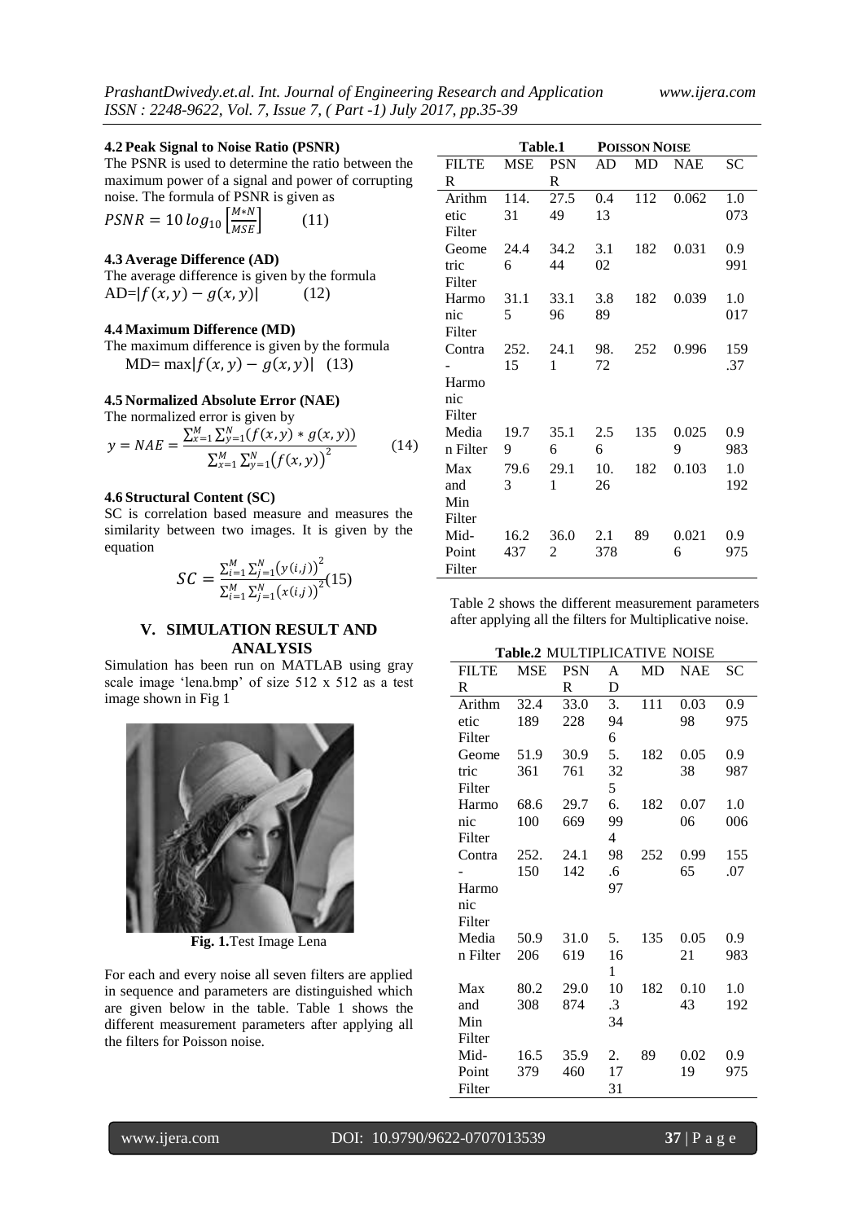### 4.2 Peak Signal to Noise Ratio (PSNR)

The PSNR is used to determine the ratio between the maximum power of a signal and power of corrupting noise. The formula of PSNR is given as

$$PSNR = 10\,log_{10}\left[\frac{M*N}{MSE}\right] \qquad (11)$$

### 4.3 Average Difference (AD)

The average difference is given by the formula

$$AD=|f(x,y) - g(x,y)| \qquad (12)$$

### 4.4 Maximum Difference (MD)

The maximum difference is given by the formula

$$MD= \max|f(x,y) - g(x,y)| \quad (13)$$

### 4.5 Normalized Absolute Error (NAE)

The normalized error is given by

$$y = NAE = \frac{\sum_{x=1}^{M}\sum_{y=1}^{N}(f(x,y) * g(x,y))}{\sum_{x=1}^{M}\sum_{y=1}^{N}\left(f(x,y)\right)^2} \qquad (14)$$

### 4.6 Structural Content (SC)

SC is correlation based measure and measures the similarity between two images. It is given by the equation

$$SC = \frac{\sum_{i=1}^{M}\sum_{j=1}^{N}\left(y(i,j)\right)^2}{\sum_{i=1}^{M}\sum_{j=1}^{N}\left(x(i,j)\right)^2} \quad (15)$$

## V. SIMULATION RESULT AND ANALYSIS

Simulation has been run on MATLAB using gray scale image 'lena.bmp' of size 512 x 512 as a test image shown in Fig 1

**Fig. 1.** Test Image Lena

For each and every noise all seven filters are applied in sequence and parameters are distinguished which are given below in the table. Table 1 shows the different measurement parameters after applying all the filters for Poisson noise.

**Table.1 POISSON NOISE**

| FILTER | MSE | PSNR | AD | MD | NAE | SC |
|---|---|---|---|---|---|---|
| Arithmetic Filter | 114.31 | 27.549 | 0.413 | 112 | 0.062 | 1.0073 |
| Geometric Filter | 24.46 | 34.244 | 3.102 | 182 | 0.031 | 0.9991 |
| Harmonic Filter | 31.15 | 33.196 | 3.889 | 182 | 0.039 | 1.017 |
| Contra-Harmonic Filter | 252.15 | 24.11 | 98.72 | 252 | 0.996 | 159.37 |
| Median Filter | 19.79 | 35.16 | 2.56 | 135 | 0.0259 | 0.9983 |
| Max and Min Filter | 79.63 | 29.11 | 10.26 | 182 | 0.103 | 1.0192 |
| Mid-Point Filter | 16.2437 | 36.02 | 2.1378 | 89 | 0.0216 | 0.9975 |

Table 2 shows the different measurement parameters after applying all the filters for Multiplicative noise.

**Table.2 MULTIPLICATIVE NOISE**

| FILTER | MSE | PSNR | AD | MD | NAE | SC |
|---|---|---|---|---|---|---|
| Arithmetic Filter | 32.4189 | 33.0228 | 3.946 | 111 | 0.0398 | 0.9975 |
| Geometric Filter | 51.9361 | 30.9761 | 5.325 | 182 | 0.0538 | 0.9987 |
| Harmonic Filter | 68.6100 | 29.7669 | 6.994 | 182 | 0.0706 | 1.0006 |
| Contra-Harmonic Filter | 252.150 | 24.1142 | 98.697 | 252 | 0.9965 | 155.07 |
| Median Filter | 50.9206 | 31.0619 | 5.161 | 135 | 0.0521 | 0.9983 |
| Max and Min Filter | 80.2308 | 29.0874 | 10.334 | 182 | 0.1043 | 1.0192 |
| Mid-Point Filter | 16.5379 | 35.9460 | 2.1731 | 89 | 0.0219 | 0.9975 |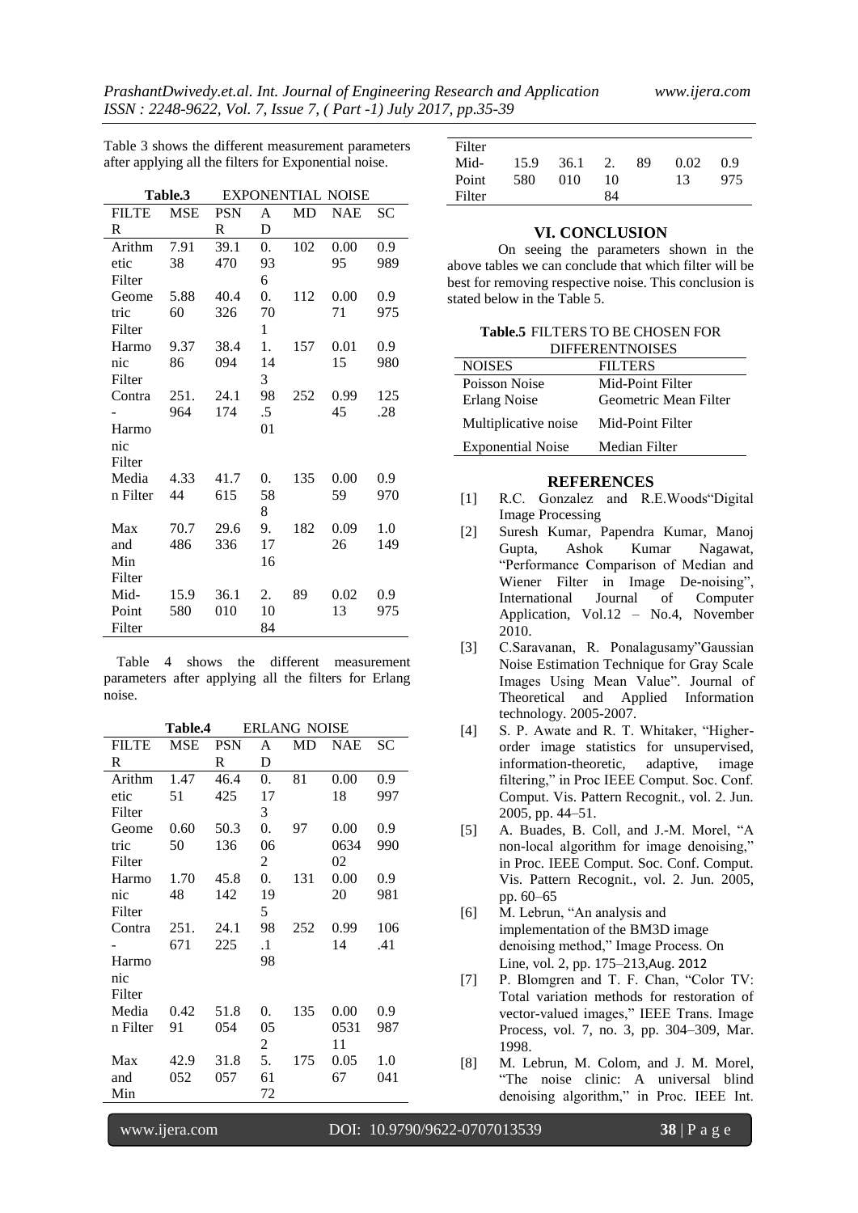Table 3 shows the different measurement parameters after applying all the filters for Exponential noise.

**Table.3 EXPONENTIAL NOISE**

| FILTER | MSE | PSNR | AD | MD | NAE | SC |
|---|---|---|---|---|---|---|
| Arithmetic Filter | 7.9138 | 39.1470 | 0.936 | 102 | 0.0095 | 0.9989 |
| Geometric Filter | 5.8860 | 40.4326 | 0.701 | 112 | 0.0071 | 0.9975 |
| Harmonic Filter | 9.3786 | 38.4094 | 1.143 | 157 | 0.0115 | 0.9980 |
| Contra-Harmonic Filter | 251.964 | 24.1174 | 98.501 | 252 | 0.9945 | 125.28 |
| Median Filter | 4.3344 | 41.7615 | 0.588 | 135 | 0.0059 | 0.9970 |
| Max and Min Filter | 70.7486 | 29.6336 | 9.1716 | 182 | 0.0926 | 1.0149 |
| Mid-Point Filter | 15.9580 | 36.1010 | 2.1084 | 89 | 0.0213 | 0.9975 |

Table 4 shows the different measurement parameters after applying all the filters for Erlang noise.

**Table.4 ERLANG NOISE**

| FILTER | MSE | PSNR | AD | MD | NAE | SC |
|---|---|---|---|---|---|---|
| Arithmetic Filter | 1.4751 | 46.4425 | 0.173 | 81 | 0.0018 | 0.9997 |
| Geometric Filter | 0.6050 | 50.3136 | 0.062 | 97 | 0.0006340 2 | 0.9990 |
| Harmonic Filter | 1.7048 | 45.8142 | 0.195 | 131 | 0.0020 | 0.9981 |
| Contra-Harmonic Filter | 251.671 | 24.1225 | 98.198 | 252 | 0.9914 | 106.41 |
| Median Filter | 0.4291 | 51.8054 | 0.052 | 135 | 0.0005311 1 | 0.9987 |
| Max and Min Filter | 42.9052 | 31.8057 | 5.6172 | 175 | 0.0567 | 1.0041 |
| Mid-Point Filter | 15.9580 | 36.1010 | 2.1084 | 89 | 0.0213 | 0.9975 |

## VI. CONCLUSION

On seeing the parameters shown in the above tables we can conclude that which filter will be best for removing respective noise. This conclusion is stated below in the Table 5.

**Table.5 FILTERS TO BE CHOSEN FOR DIFFERENTNOISES**

| NOISES | FILTERS |
|---|---|
| Poisson Noise | Mid-Point Filter |
| Erlang Noise | Geometric Mean Filter |
| Multiplicative noise | Mid-Point Filter |
| Exponential Noise | Median Filter |

## REFERENCES

[1] R.C. Gonzalez and R.E.Woods"Digital Image Processing

[2] Suresh Kumar, Papendra Kumar, Manoj Gupta, Ashok Kumar Nagawat, "Performance Comparison of Median and Wiener Filter in Image De-noising", International Journal of Computer Application, Vol.12 – No.4, November 2010.

[3] C.Saravanan, R. Ponalagusamy"Gaussian Noise Estimation Technique for Gray Scale Images Using Mean Value". Journal of Theoretical and Applied Information technology. 2005-2007.

[4] S. P. Awate and R. T. Whitaker, "Higher-order image statistics for unsupervised, information-theoretic, adaptive, image filtering," in Proc IEEE Comput. Soc. Conf. Comput. Vis. Pattern Recognit., vol. 2. Jun. 2005, pp. 44–51.

[5] A. Buades, B. Coll, and J.-M. Morel, "A non-local algorithm for image denoising," in Proc. IEEE Comput. Soc. Conf. Comput. Vis. Pattern Recognit., vol. 2. Jun. 2005, pp. 60–65

[6] M. Lebrun, "An analysis and implementation of the BM3D image denoising method," Image Process. On Line, vol. 2, pp. 175–213,Aug. 2012

[7] P. Blomgren and T. F. Chan, "Color TV: Total variation methods for restoration of vector-valued images," IEEE Trans. Image Process, vol. 7, no. 3, pp. 304–309, Mar. 1998.

[8] M. Lebrun, M. Colom, and J. M. Morel, "The noise clinic: A universal blind denoising algorithm," in Proc. IEEE Int.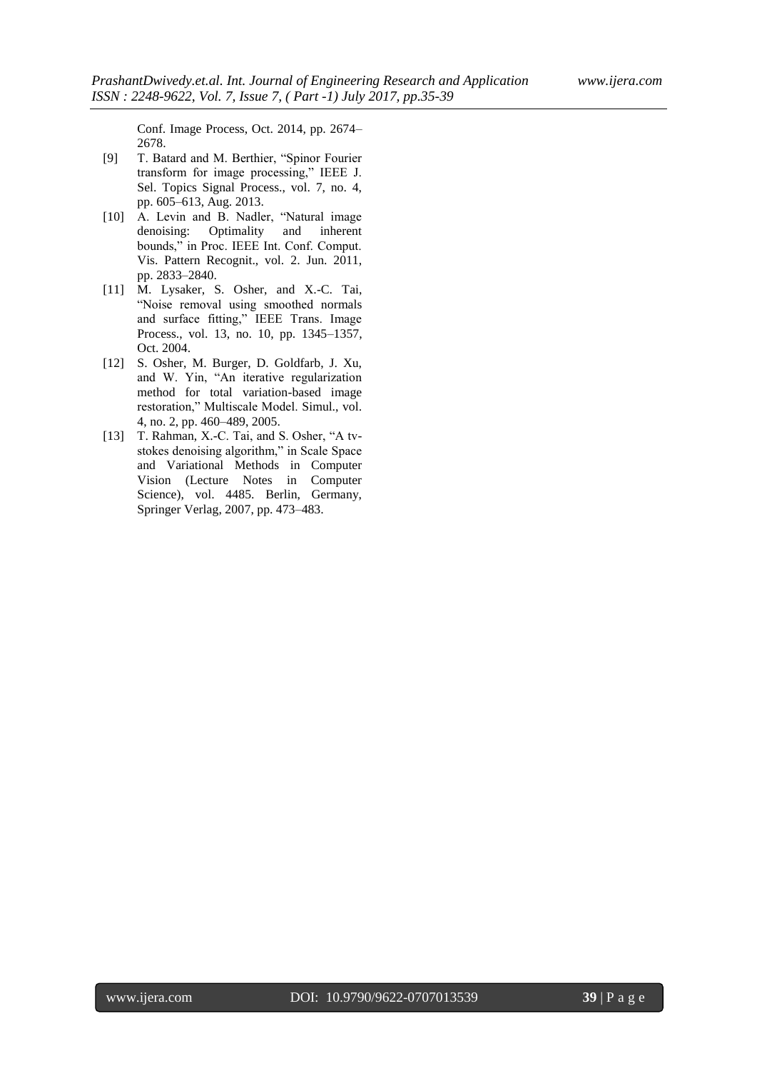Conf. Image Process, Oct. 2014, pp. 2674–2678.

[9] T. Batard and M. Berthier, "Spinor Fourier transform for image processing," IEEE J. Sel. Topics Signal Process., vol. 7, no. 4, pp. 605–613, Aug. 2013.

[10] A. Levin and B. Nadler, "Natural image denoising: Optimality and inherent bounds," in Proc. IEEE Int. Conf. Comput. Vis. Pattern Recognit., vol. 2. Jun. 2011, pp. 2833–2840.

[11] M. Lysaker, S. Osher, and X.-C. Tai, "Noise removal using smoothed normals and surface fitting," IEEE Trans. Image Process., vol. 13, no. 10, pp. 1345–1357, Oct. 2004.

[12] S. Osher, M. Burger, D. Goldfarb, J. Xu, and W. Yin, "An iterative regularization method for total variation-based image restoration," Multiscale Model. Simul., vol. 4, no. 2, pp. 460–489, 2005.

[13] T. Rahman, X.-C. Tai, and S. Osher, "A tv-stokes denoising algorithm," in Scale Space and Variational Methods in Computer Vision (Lecture Notes in Computer Science), vol. 4485. Berlin, Germany, Springer Verlag, 2007, pp. 473–483.